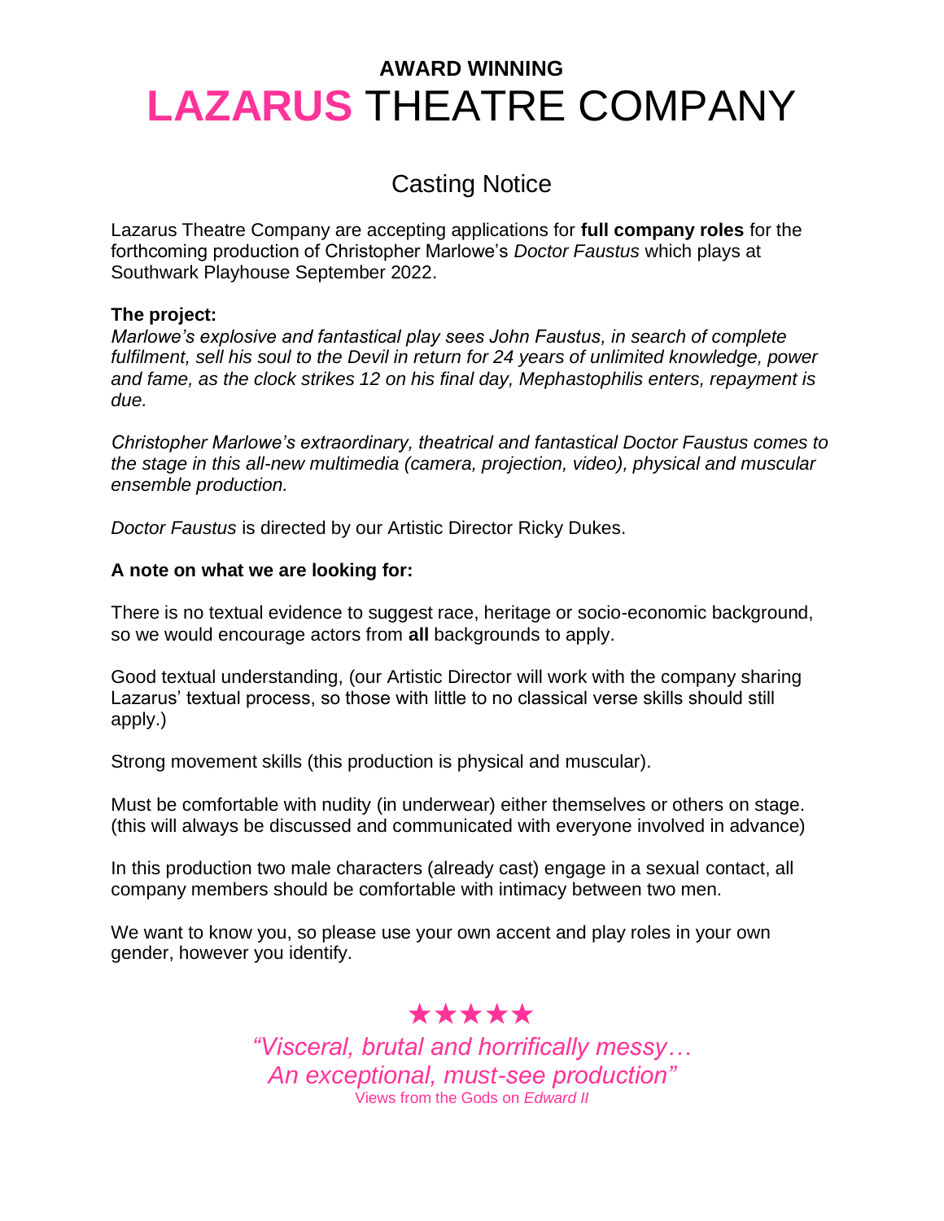# AWARD WINNING
# LAZARUS THEATRE COMPANY

## Casting Notice

Lazarus Theatre Company are accepting applications for **full company roles** for the forthcoming production of Christopher Marlowe's *Doctor Faustus* which plays at Southwark Playhouse September 2022.

**The project:**

*Marlowe's explosive and fantastical play sees John Faustus, in search of complete fulfilment, sell his soul to the Devil in return for 24 years of unlimited knowledge, power and fame, as the clock strikes 12 on his final day, Mephastophilis enters, repayment is due.*

*Christopher Marlowe's extraordinary, theatrical and fantastical Doctor Faustus comes to the stage in this all-new multimedia (camera, projection, video), physical and muscular ensemble production.*

*Doctor Faustus* is directed by our Artistic Director Ricky Dukes.

**A note on what we are looking for:**

There is no textual evidence to suggest race, heritage or socio-economic background, so we would encourage actors from **all** backgrounds to apply.

Good textual understanding, (our Artistic Director will work with the company sharing Lazarus' textual process, so those with little to no classical verse skills should still apply.)

Strong movement skills (this production is physical and muscular).

Must be comfortable with nudity (in underwear) either themselves or others on stage. (this will always be discussed and communicated with everyone involved in advance)

In this production two male characters (already cast) engage in a sexual contact, all company members should be comfortable with intimacy between two men.

We want to know you, so please use your own accent and play roles in your own gender, however you identify.

★★★★★

*"Visceral, brutal and horrifically messy… An exceptional, must-see production"*

Views from the Gods on *Edward II*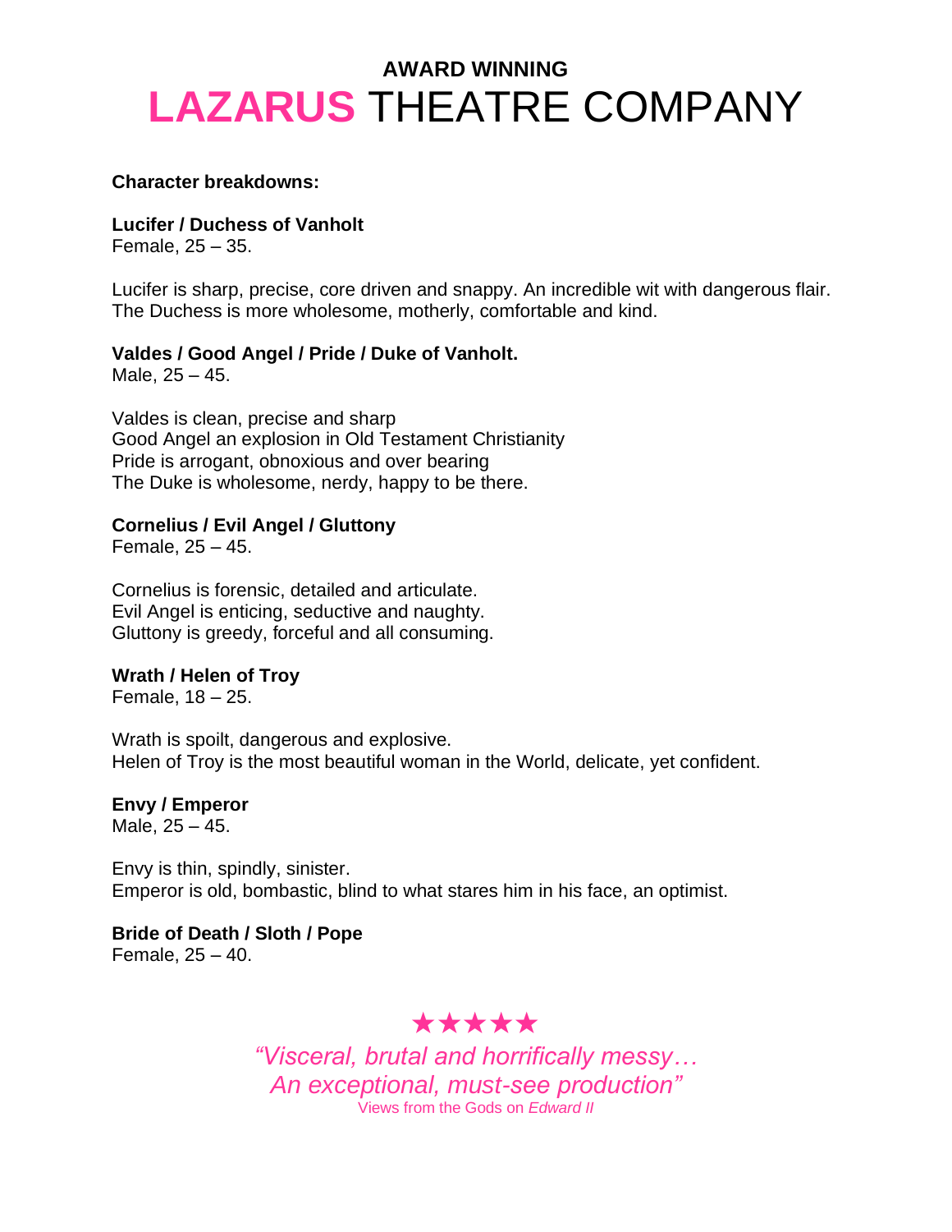**AWARD WINNING**

# LAZARUS THEATRE COMPANY

**Character breakdowns:**

**Lucifer / Duchess of Vanholt**
Female, 25 – 35.

Lucifer is sharp, precise, core driven and snappy. An incredible wit with dangerous flair.
The Duchess is more wholesome, motherly, comfortable and kind.

**Valdes / Good Angel / Pride / Duke of Vanholt.**
Male, 25 – 45.

Valdes is clean, precise and sharp
Good Angel an explosion in Old Testament Christianity
Pride is arrogant, obnoxious and over bearing
The Duke is wholesome, nerdy, happy to be there.

**Cornelius / Evil Angel / Gluttony**
Female, 25 – 45.

Cornelius is forensic, detailed and articulate.
Evil Angel is enticing, seductive and naughty.
Gluttony is greedy, forceful and all consuming.

**Wrath / Helen of Troy**
Female, 18 – 25.

Wrath is spoilt, dangerous and explosive.
Helen of Troy is the most beautiful woman in the World, delicate, yet confident.

**Envy / Emperor**
Male, 25 – 45.

Envy is thin, spindly, sinister.
Emperor is old, bombastic, blind to what stares him in his face, an optimist.

**Bride of Death / Sloth / Pope**
Female, 25 – 40.

★★★★★

*"Visceral, brutal and horrifically messy…
An exceptional, must-see production"*
Views from the Gods on *Edward II*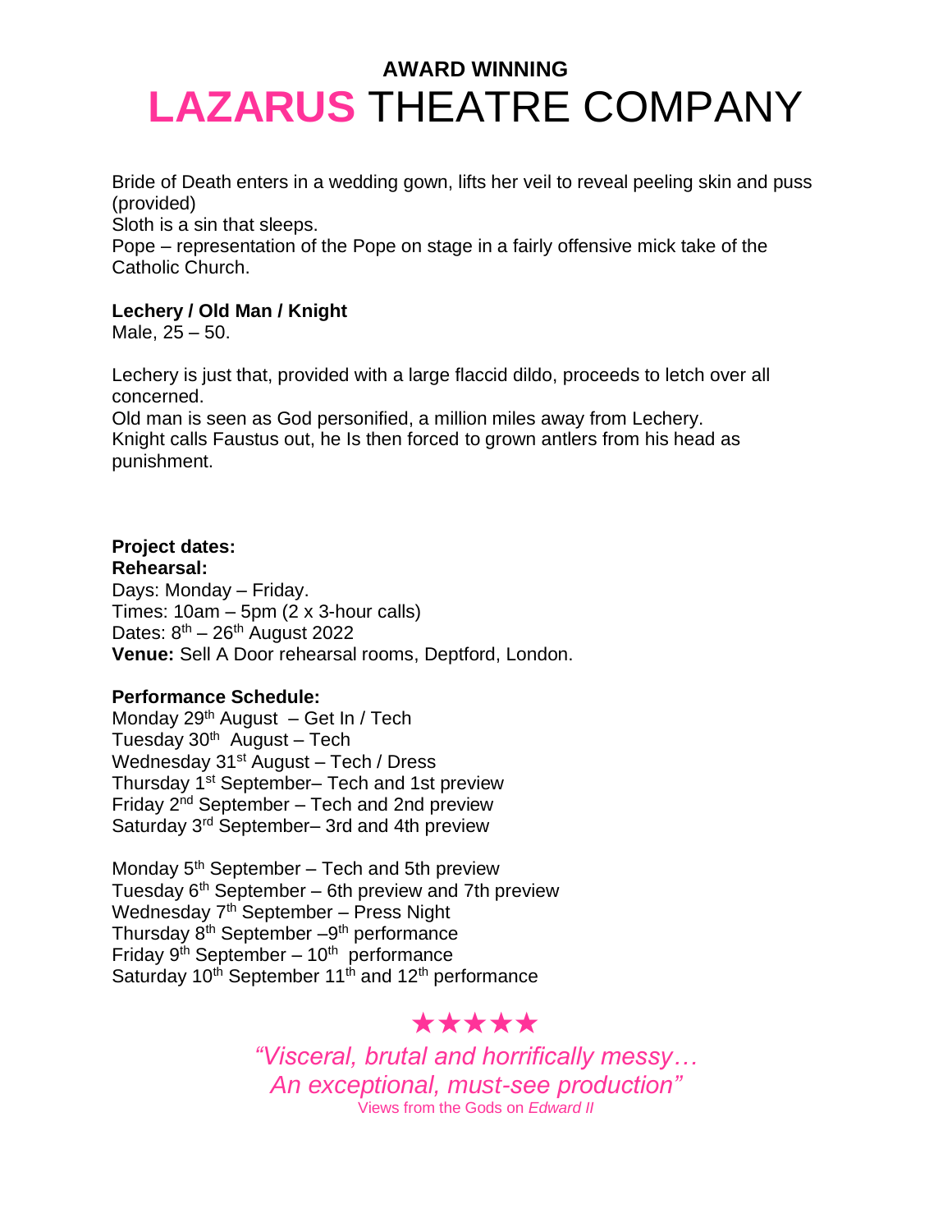**AWARD WINNING**
# LAZARUS THEATRE COMPANY

Bride of Death enters in a wedding gown, lifts her veil to reveal peeling skin and puss (provided)
Sloth is a sin that sleeps.
Pope – representation of the Pope on stage in a fairly offensive mick take of the Catholic Church.

**Lechery / Old Man / Knight**
Male, 25 – 50.

Lechery is just that, provided with a large flaccid dildo, proceeds to letch over all concerned.
Old man is seen as God personified, a million miles away from Lechery.
Knight calls Faustus out, he Is then forced to grown antlers from his head as punishment.

**Project dates:**
**Rehearsal:**
Days: Monday – Friday.
Times: 10am – 5pm (2 x 3-hour calls)
Dates: 8th – 26th August 2022
**Venue:** Sell A Door rehearsal rooms, Deptford, London.

**Performance Schedule:**
Monday 29th August – Get In / Tech
Tuesday 30th August – Tech
Wednesday 31st August – Tech / Dress
Thursday 1st September– Tech and 1st preview
Friday 2nd September – Tech and 2nd preview
Saturday 3rd September– 3rd and 4th preview

Monday 5th September – Tech and 5th preview
Tuesday 6th September – 6th preview and 7th preview
Wednesday 7th September – Press Night
Thursday 8th September –9th performance
Friday 9th September – 10th performance
Saturday 10th September 11th and 12th performance

★★★★★

*"Visceral, brutal and horrifically messy…*
*An exceptional, must-see production"*
Views from the Gods on *Edward II*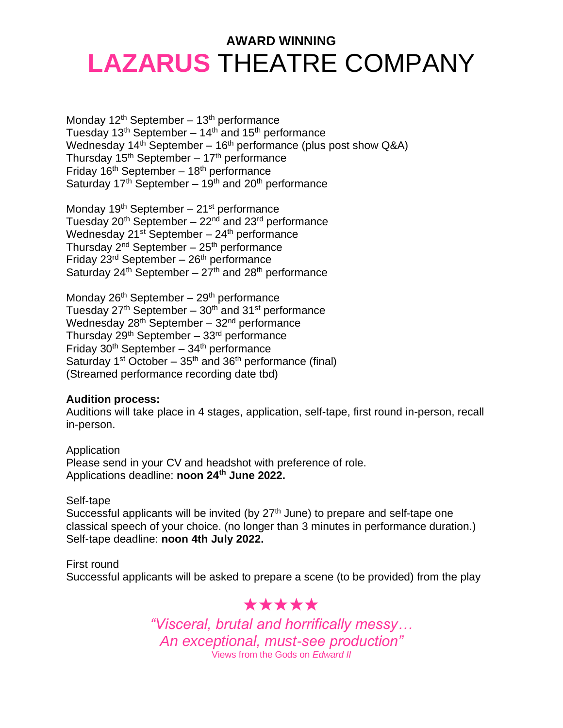**AWARD WINNING**

# LAZARUS THEATRE COMPANY

Monday 12th September – 13th performance
Tuesday 13th September – 14th and 15th performance
Wednesday 14th September – 16th performance (plus post show Q&A)
Thursday 15th September – 17th performance
Friday 16th September – 18th performance
Saturday 17th September – 19th and 20th performance

Monday 19th September – 21st performance
Tuesday 20th September – 22nd and 23rd performance
Wednesday 21st September – 24th performance
Thursday 2nd September – 25th performance
Friday 23rd September – 26th performance
Saturday 24th September – 27th and 28th performance

Monday 26th September – 29th performance
Tuesday 27th September – 30th and 31st performance
Wednesday 28th September – 32nd performance
Thursday 29th September – 33rd performance
Friday 30th September – 34th performance
Saturday 1st October – 35th and 36th performance (final)
(Streamed performance recording date tbd)

**Audition process:**
Auditions will take place in 4 stages, application, self-tape, first round in-person, recall in-person.

Application
Please send in your CV and headshot with preference of role.
Applications deadline: **noon 24th June 2022.**

Self-tape
Successful applicants will be invited (by 27th June) to prepare and self-tape one classical speech of your choice. (no longer than 3 minutes in performance duration.)
Self-tape deadline: **noon 4th July 2022.**

First round
Successful applicants will be asked to prepare a scene (to be provided) from the play

★★★★★

*"Visceral, brutal and horrifically messy… An exceptional, must-see production"*
Views from the Gods on *Edward II*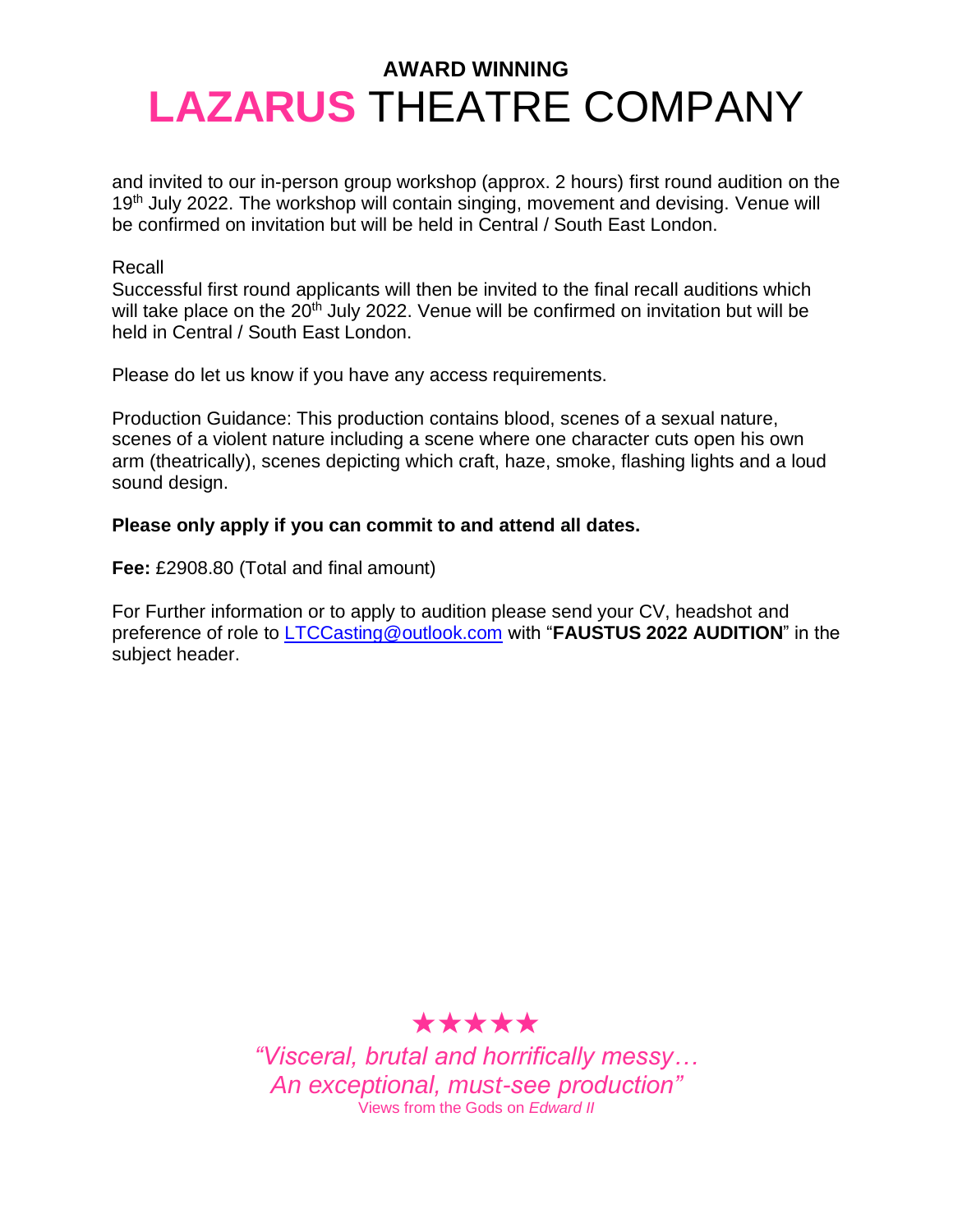and invited to our in-person group workshop (approx. 2 hours) first round audition on the 19th July 2022. The workshop will contain singing, movement and devising. Venue will be confirmed on invitation but will be held in Central / South East London.

Recall

Successful first round applicants will then be invited to the final recall auditions which will take place on the 20th July 2022. Venue will be confirmed on invitation but will be held in Central / South East London.

Please do let us know if you have any access requirements.

Production Guidance: This production contains blood, scenes of a sexual nature, scenes of a violent nature including a scene where one character cuts open his own arm (theatrically), scenes depicting which craft, haze, smoke, flashing lights and a loud sound design.

**Please only apply if you can commit to and attend all dates.**

**Fee:** £2908.80 (Total and final amount)

For Further information or to apply to audition please send your CV, headshot and preference of role to LTCCasting@outlook.com with "**FAUSTUS 2022 AUDITION**" in the subject header.

★★★★★

*"Visceral, brutal and horrifically messy… An exceptional, must-see production"*

Views from the Gods on *Edward II*